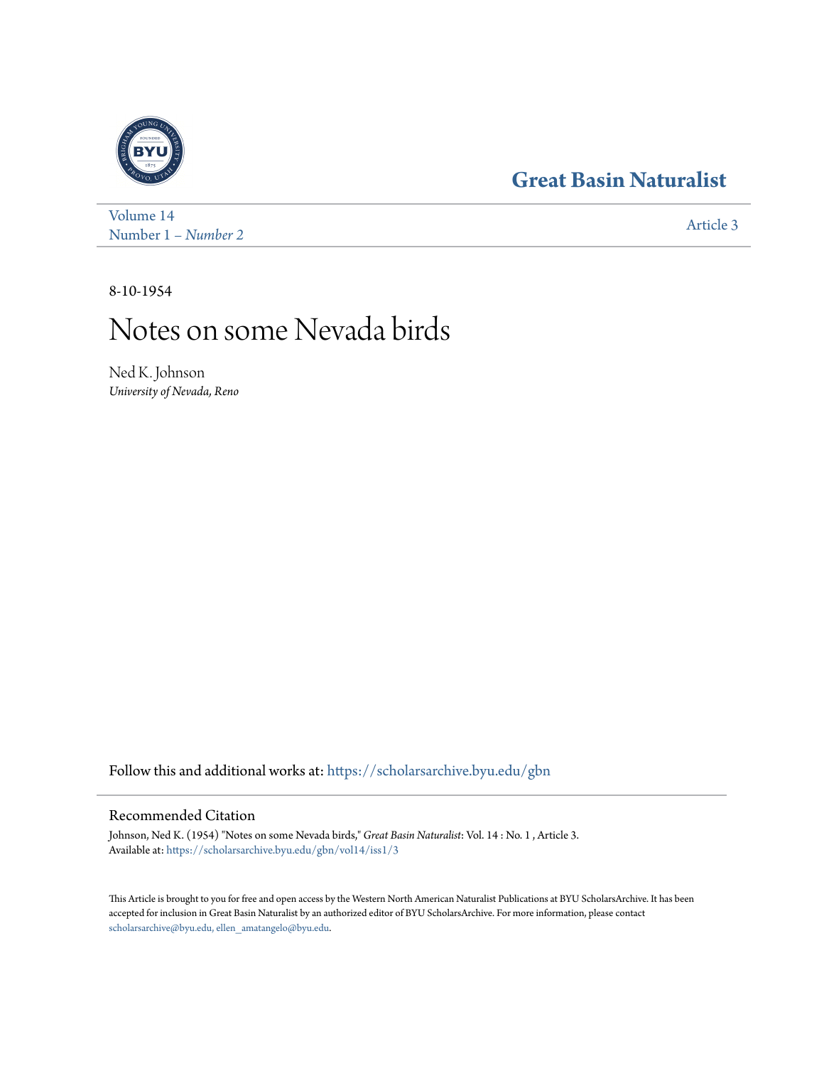Great Basin Naturalist

Volume 14
Number 1 – *Number 2*

Article 3

8-10-1954

# Notes on some Nevada birds

Ned K. Johnson
*University of Nevada, Reno*

Follow this and additional works at: https://scholarsarchive.byu.edu/gbn

## Recommended Citation

Johnson, Ned K. (1954) "Notes on some Nevada birds," *Great Basin Naturalist*: Vol. 14 : No. 1 , Article 3.
Available at: https://scholarsarchive.byu.edu/gbn/vol14/iss1/3

This Article is brought to you for free and open access by the Western North American Naturalist Publications at BYU ScholarsArchive. It has been accepted for inclusion in Great Basin Naturalist by an authorized editor of BYU ScholarsArchive. For more information, please contact scholarsarchive@byu.edu, ellen_amatangelo@byu.edu.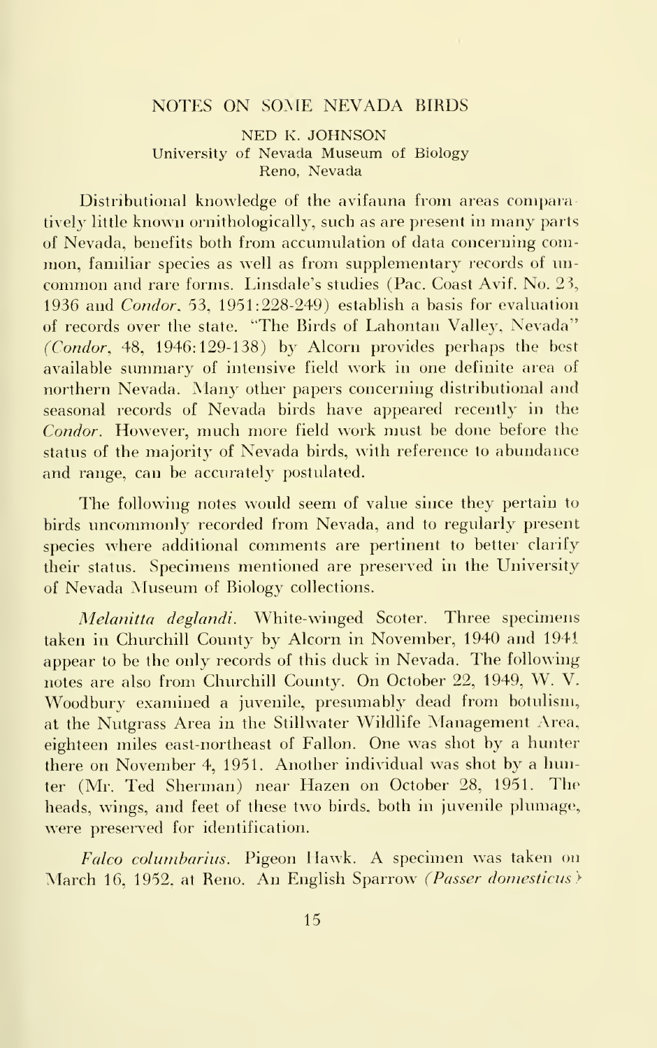## NOTES ON SOME NEVADA BIRDS

NED K. JOHNSON
University of Nevada Museum of Biology
Reno, Nevada

Distributional knowledge of the avifauna from areas comparatively little known ornithologically, such as are present in many parts of Nevada, benefits both from accumulation of data concerning common, familiar species as well as from supplementary records of uncommon and rare forms. Linsdale's studies (Pac. Coast Avif. No. 23, 1936 and *Condor*, 53, 1951:228-249) establish a basis for evaluation of records over the state. "The Birds of Lahontan Valley, Nevada" (*Condor*, 48, 1946:129-138) by Alcorn provides perhaps the best available summary of intensive field work in one definite area of northern Nevada. Many other papers concerning distributional and seasonal records of Nevada birds have appeared recently in the *Condor*. However, much more field work must be done before the status of the majority of Nevada birds, with reference to abundance and range, can be accurately postulated.

The following notes would seem of value since they pertain to birds uncommonly recorded from Nevada, and to regularly present species where additional comments are pertinent to better clarify their status. Specimens mentioned are preserved in the University of Nevada Museum of Biology collections.

*Melanitta deglandi*. White-winged Scoter. Three specimens taken in Churchill County by Alcorn in November, 1940 and 1941 appear to be the only records of this duck in Nevada. The following notes are also from Churchill County. On October 22, 1949, W. V. Woodbury examined a juvenile, presumably dead from botulism, at the Nutgrass Area in the Stillwater Wildlife Management Area, eighteen miles east-northeast of Fallon. One was shot by a hunter there on November 4, 1951. Another individual was shot by a hunter (Mr. Ted Sherman) near Hazen on October 28, 1951. The heads, wings, and feet of these two birds, both in juvenile plumage, were preserved for identification.

*Falco columbarius*. Pigeon Hawk. A specimen was taken on March 16, 1952, at Reno. An English Sparrow (*Passer domesticus*)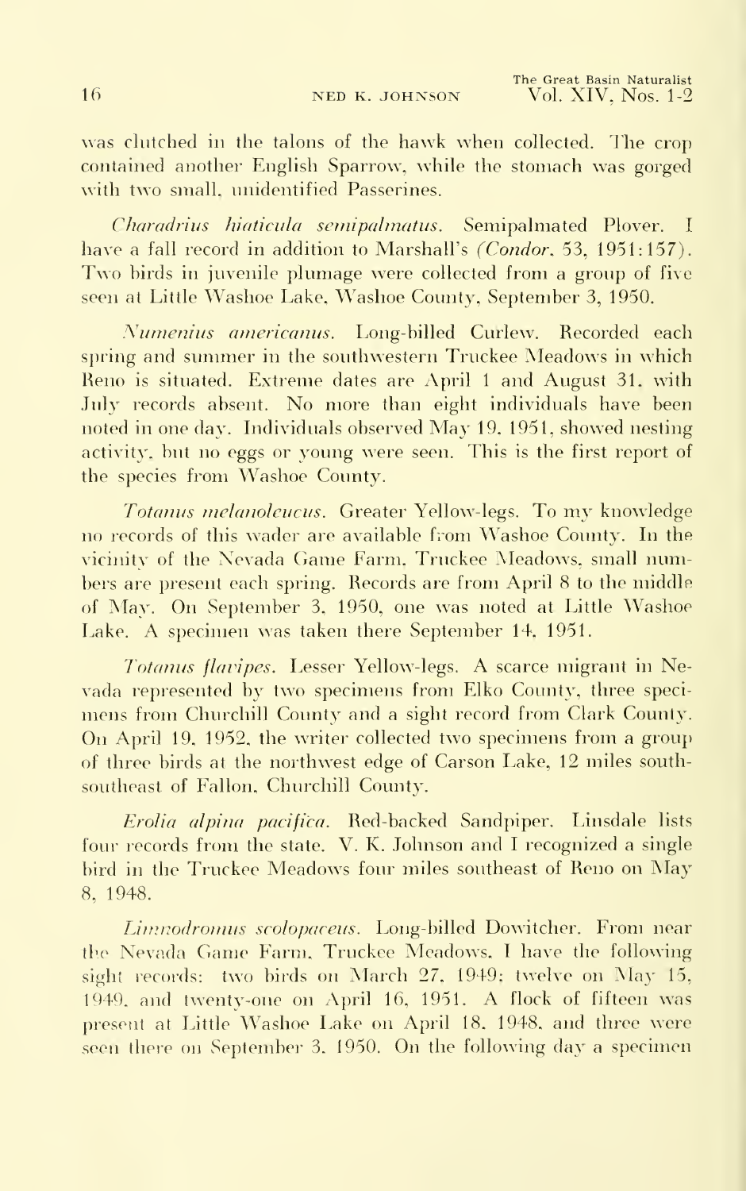was clutched in the talons of the hawk when collected. The crop contained another English Sparrow, while the stomach was gorged with two small, unidentified Passerines.

*Charadrius hiaticula semipalmatus*. Semipalmated Plover. I have a fall record in addition to Marshall's *(Condor*, 53, 1951:157). Two birds in juvenile plumage were collected from a group of five seen at Little Washoe Lake, Washoe County, September 3, 1950.

*Numenius americanus*. Long-billed Curlew. Recorded each spring and summer in the southwestern Truckee Meadows in which Reno is situated. Extreme dates are April 1 and August 31, with July records absent. No more than eight individuals have been noted in one day. Individuals observed May 19, 1951, showed nesting activity, but no eggs or young were seen. This is the first report of the species from Washoe County.

*Totanus melanoleucus*. Greater Yellow-legs. To my knowledge no records of this wader are available from Washoe County. In the vicinity of the Nevada Game Farm, Truckee Meadows, small numbers are present each spring. Records are from April 8 to the middle of May. On September 3, 1950, one was noted at Little Washoe Lake. A specimen was taken there September 14, 1951.

*Totanus flavipes*. Lesser Yellow-legs. A scarce migrant in Nevada represented by two specimens from Elko County, three specimens from Churchill County and a sight record from Clark County. On April 19, 1952, the writer collected two specimens from a group of three birds at the northwest edge of Carson Lake, 12 miles south-southeast of Fallon, Churchill County.

*Erolia alpina pacifica*. Red-backed Sandpiper. Linsdale lists four records from the state. V. K. Johnson and I recognized a single bird in the Truckee Meadows four miles southeast of Reno on May 8, 1948.

*Limnodromus scolopaceus*. Long-billed Dowitcher. From near the Nevada Game Farm, Truckee Meadows, I have the following sight records: two birds on March 27, 1949; twelve on May 15, 1949, and twenty-one on April 16, 1951. A flock of fifteen was present at Little Washoe Lake on April 18, 1948, and three were seen there on September 3, 1950. On the following day a specimen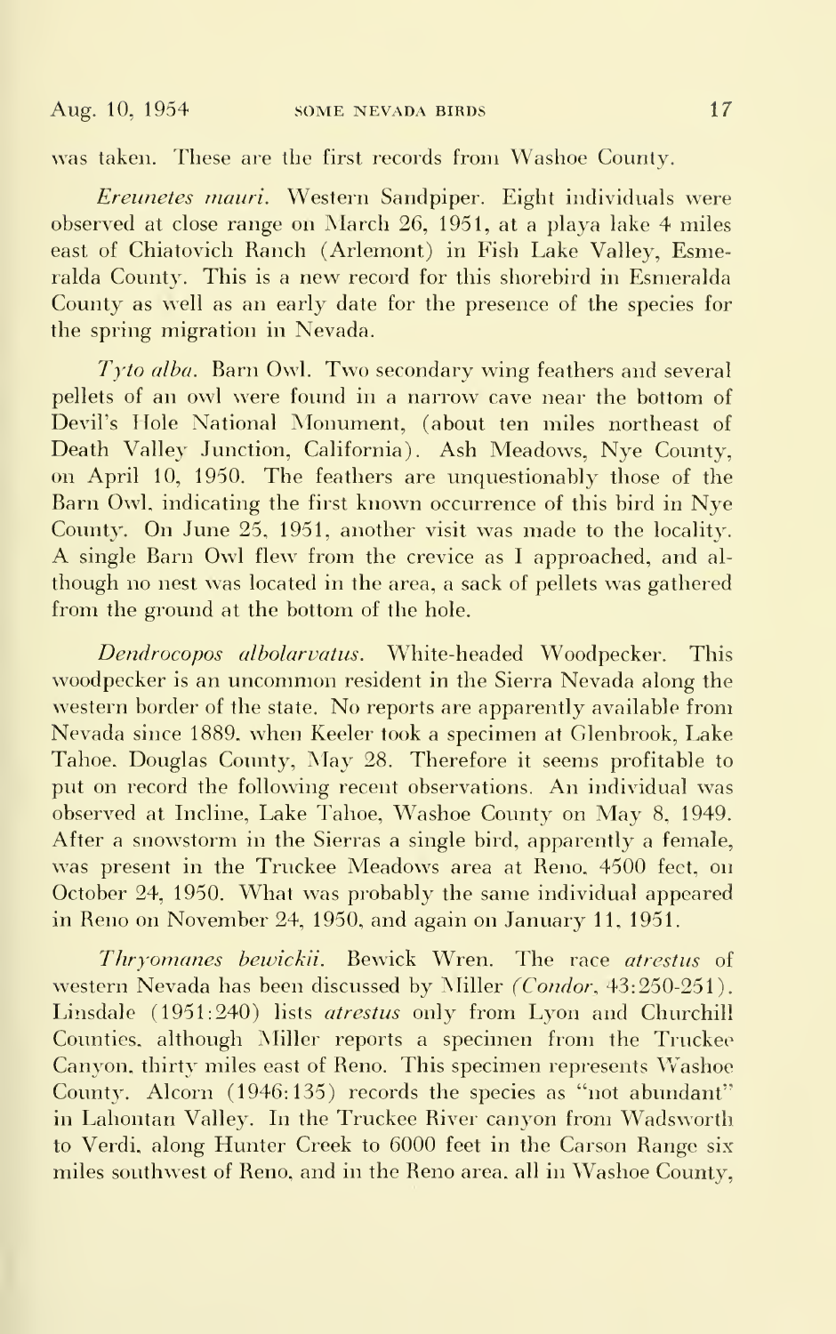was taken. These are the first records from Washoe County.

*Ereunetes mauri*. Western Sandpiper. Eight individuals were observed at close range on March 26, 1951, at a playa lake 4 miles east of Chiatovich Ranch (Arlemont) in Fish Lake Valley, Esmeralda County. This is a new record for this shorebird in Esmeralda County as well as an early date for the presence of the species for the spring migration in Nevada.

*Tyto alba*. Barn Owl. Two secondary wing feathers and several pellets of an owl were found in a narrow cave near the bottom of Devil's Hole National Monument, (about ten miles northeast of Death Valley Junction, California). Ash Meadows, Nye County, on April 10, 1950. The feathers are unquestionably those of the Barn Owl, indicating the first known occurrence of this bird in Nye County. On June 25, 1951, another visit was made to the locality. A single Barn Owl flew from the crevice as I approached, and although no nest was located in the area, a sack of pellets was gathered from the ground at the bottom of the hole.

*Dendrocopos albolarvatus*. White-headed Woodpecker. This woodpecker is an uncommon resident in the Sierra Nevada along the western border of the state. No reports are apparently available from Nevada since 1889, when Keeler took a specimen at Glenbrook, Lake Tahoe, Douglas County, May 28. Therefore it seems profitable to put on record the following recent observations. An individual was observed at Incline, Lake Tahoe, Washoe County on May 8, 1949. After a snowstorm in the Sierras a single bird, apparently a female, was present in the Truckee Meadows area at Reno, 4500 feet, on October 24, 1950. What was probably the same individual appeared in Reno on November 24, 1950, and again on January 11, 1951.

*Thryomanes bewickii*. Bewick Wren. The race *atrestus* of western Nevada has been discussed by Miller (*Condor*, 43:250-251). Linsdale (1951:240) lists *atrestus* only from Lyon and Churchill Counties, although Miller reports a specimen from the Truckee Canyon, thirty miles east of Reno. This specimen represents Washoe County. Alcorn (1946:135) records the species as "not abundant" in Lahontan Valley. In the Truckee River canyon from Wadsworth to Verdi, along Hunter Creek to 6000 feet in the Carson Range six miles southwest of Reno, and in the Reno area, all in Washoe County,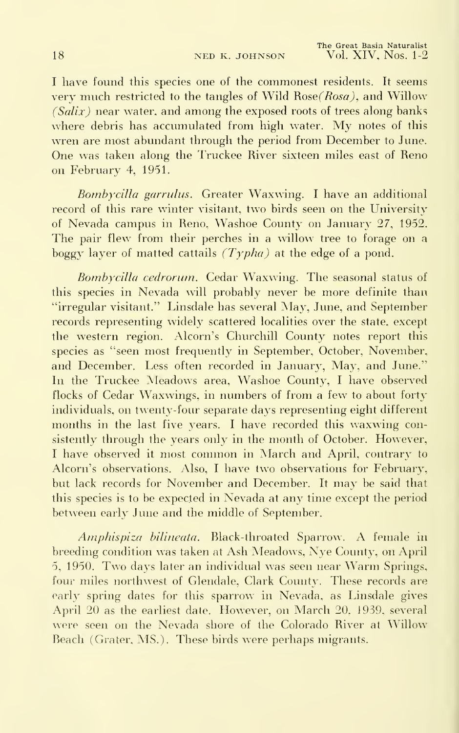I have found this species one of the commonest residents. It seems very much restricted to the tangles of Wild Rose *(Rosa)*, and Willow *(Salix)* near water, and among the exposed roots of trees along banks where debris has accumulated from high water. My notes of this wren are most abundant through the period from December to June. One was taken along the Truckee River sixteen miles east of Reno on February 4, 1951.

*Bombycilla garrulus*. Greater Waxwing. I have an additional record of this rare winter visitant, two birds seen on the University of Nevada campus in Reno, Washoe County on January 27, 1952. The pair flew from their perches in a willow tree to forage on a boggy layer of matted cattails *(Typha)* at the edge of a pond.

*Bombycilla cedrorum*. Cedar Waxwing. The seasonal status of this species in Nevada will probably never be more definite than "irregular visitant." Linsdale has several May, June, and September records representing widely scattered localities over the state, except the western region. Alcorn's Churchill County notes report this species as "seen most frequently in September, October, November, and December. Less often recorded in January, May, and June." In the Truckee Meadows area, Washoe County, I have observed flocks of Cedar Waxwings, in numbers of from a few to about forty individuals, on twenty-four separate days representing eight different months in the last five years. I have recorded this waxwing consistently through the years only in the month of October. However, I have observed it most common in March and April, contrary to Alcorn's observations. Also, I have two observations for February, but lack records for November and December. It may be said that this species is to be expected in Nevada at any time except the period between early June and the middle of September.

*Amphispiza bilineata*. Black-throated Sparrow. A female in breeding condition was taken at Ash Meadows, Nye County, on April 5, 1950. Two days later an individual was seen near Warm Springs, four miles northwest of Glendale, Clark County. These records are early spring dates for this sparrow in Nevada, as Linsdale gives April 20 as the earliest date. However, on March 20, 1939, several were seen on the Nevada shore of the Colorado River at Willow Beach (Grater, MS.). These birds were perhaps migrants.